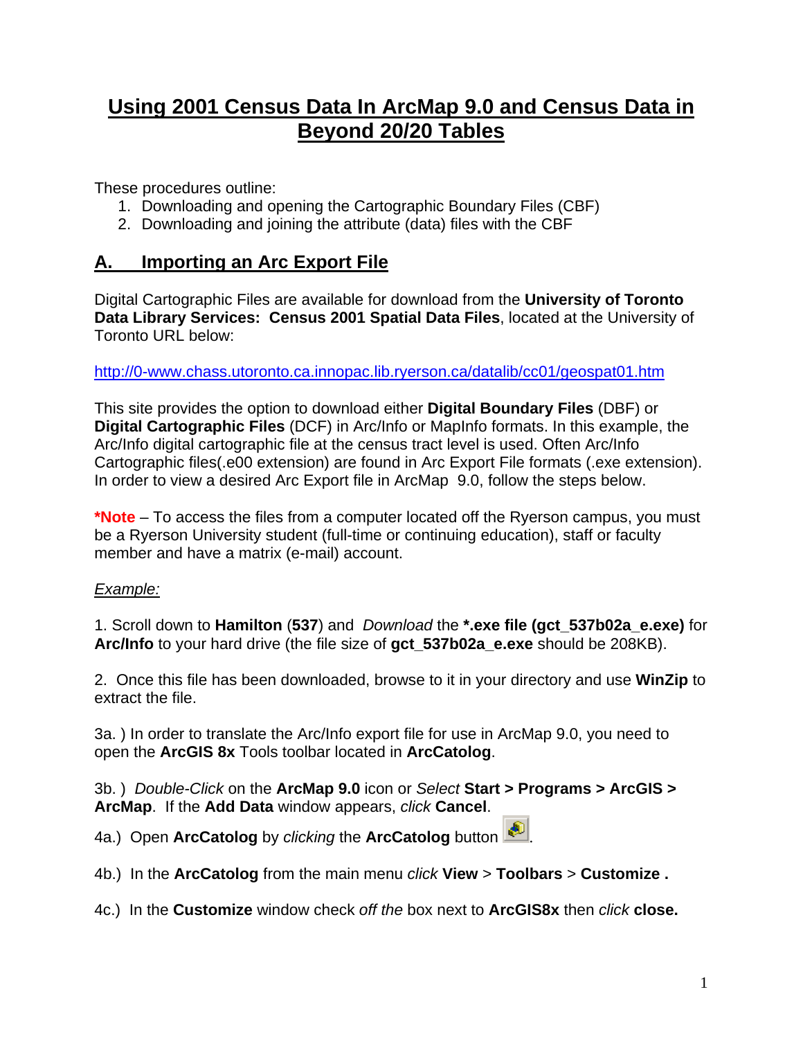# Using 2001 Census Data In ArcMap 9.0 and Census Data in Beyond 20/20 Tables

These procedures outline:

1. Downloading and opening the Cartographic Boundary Files (CBF)
2. Downloading and joining the attribute (data) files with the CBF

## A. Importing an Arc Export File

Digital Cartographic Files are available for download from the **University of Toronto Data Library Services: Census 2001 Spatial Data Files**, located at the University of Toronto URL below:

http://0-www.chass.utoronto.ca.innopac.lib.ryerson.ca/datalib/cc01/geospat01.htm

This site provides the option to download either **Digital Boundary Files** (DBF) or **Digital Cartographic Files** (DCF) in Arc/Info or MapInfo formats. In this example, the Arc/Info digital cartographic file at the census tract level is used. Often Arc/Info Cartographic files(.e00 extension) are found in Arc Export File formats (.exe extension). In order to view a desired Arc Export file in ArcMap 9.0, follow the steps below.

**\*Note** – To access the files from a computer located off the Ryerson campus, you must be a Ryerson University student (full-time or continuing education), staff or faculty member and have a matrix (e-mail) account.

*Example:*

1. Scroll down to **Hamilton** (**537**) and *Download* the **\*.exe file (gct_537b02a_e.exe)** for **Arc/Info** to your hard drive (the file size of **gct_537b02a_e.exe** should be 208KB).

2. Once this file has been downloaded, browse to it in your directory and use **WinZip** to extract the file.

3a. ) In order to translate the Arc/Info export file for use in ArcMap 9.0, you need to open the **ArcGIS 8x** Tools toolbar located in **ArcCatolog**.

3b. ) *Double-Click* on the **ArcMap 9.0** icon or *Select* **Start > Programs > ArcGIS > ArcMap**. If the **Add Data** window appears, *click* **Cancel**.

4a.) Open **ArcCatolog** by *clicking* the **ArcCatolog** button .

4b.) In the **ArcCatolog** from the main menu *click* **View** > **Toolbars** > **Customize .**

4c.) In the **Customize** window check *off the* box next to **ArcGIS8x** then *click* **close.**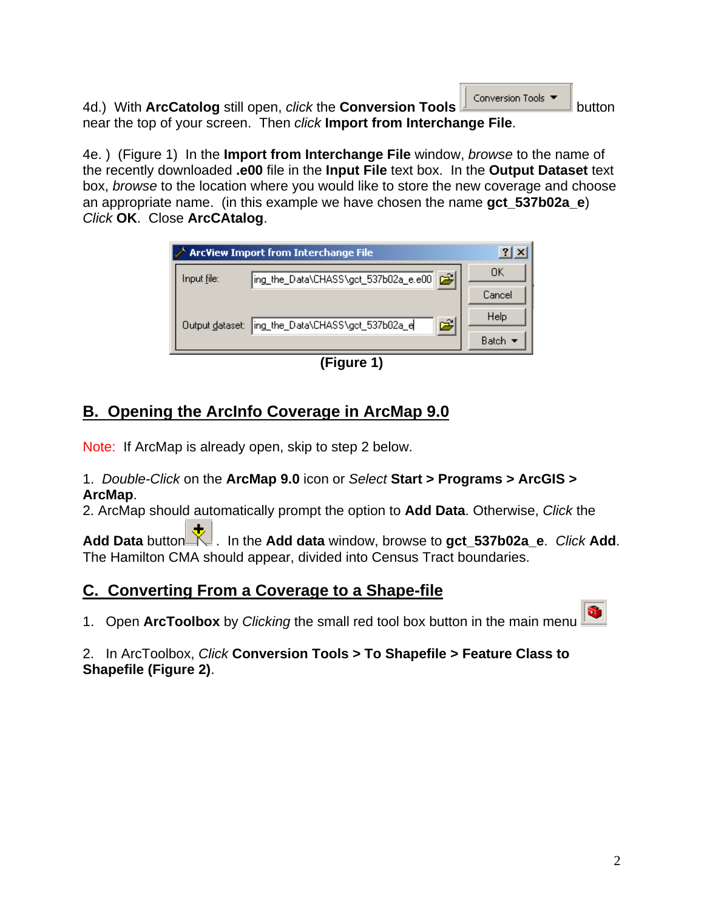4d.) With **ArcCatolog** still open, *click* the **Conversion Tools** button near the top of your screen. Then *click* **Import from Interchange File**.

4e. ) (Figure 1) In the **Import from Interchange File** window, *browse* to the name of the recently downloaded **.e00** file in the **Input File** text box. In the **Output Dataset** text box, *browse* to the location where you would like to store the new coverage and choose an appropriate name. (in this example we have chosen the name **gct_537b02a_e**) *Click* **OK**. Close **ArcCAtalog**.

**(Figure 1)**

## B. Opening the ArcInfo Coverage in ArcMap 9.0

Note: If ArcMap is already open, skip to step 2 below.

1. *Double-Click* on the **ArcMap 9.0** icon or *Select* **Start > Programs > ArcGIS > ArcMap**.
2. ArcMap should automatically prompt the option to **Add Data**. Otherwise, *Click* the **Add Data** button. In the **Add data** window, browse to **gct_537b02a_e**. *Click* **Add**. The Hamilton CMA should appear, divided into Census Tract boundaries.

## C. Converting From a Coverage to a Shape-file

1. Open **ArcToolbox** by *Clicking* the small red tool box button in the main menu

2. In ArcToolbox, *Click* **Conversion Tools > To Shapefile > Feature Class to Shapefile (Figure 2)**.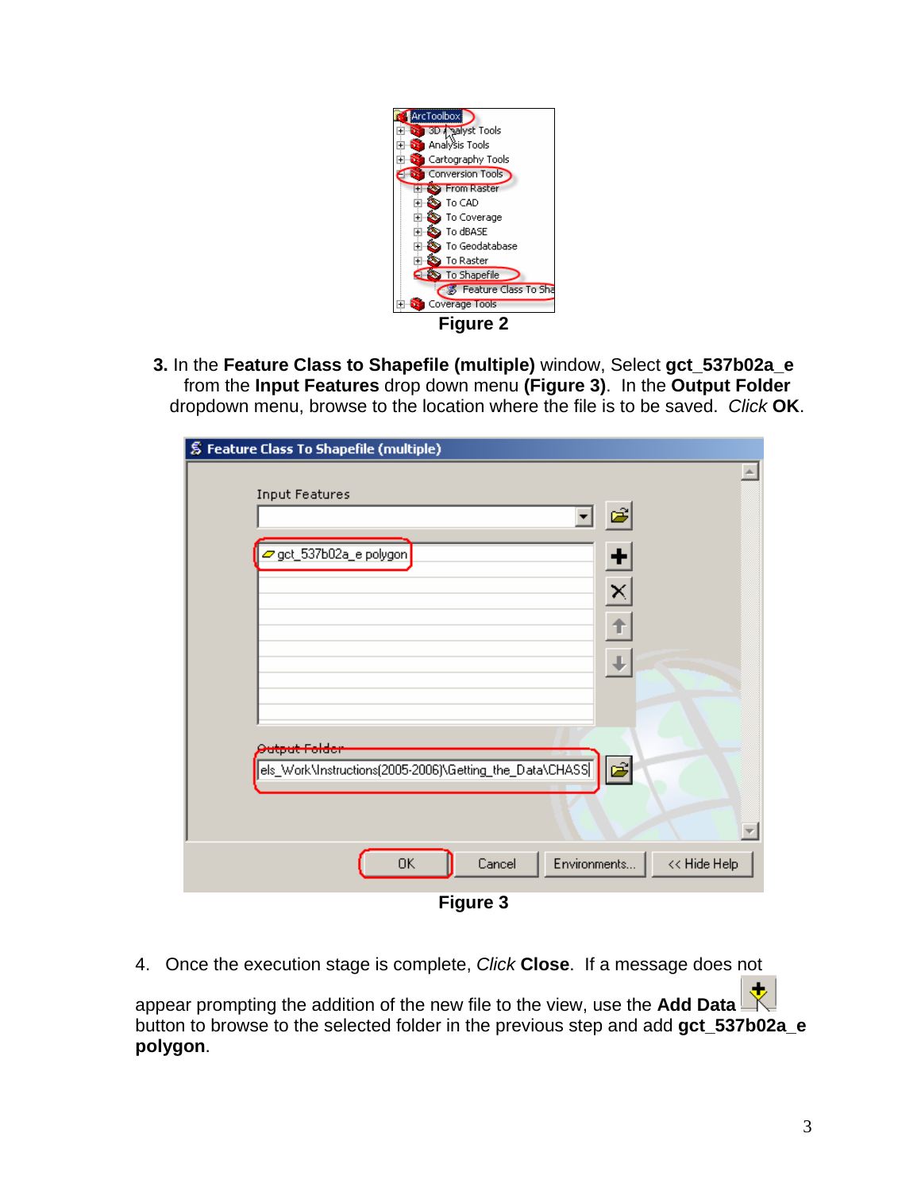Figure 2

**3.** In the **Feature Class to Shapefile (multiple)** window, Select **gct_537b02a_e** from the **Input Features** drop down menu **(Figure 3)**. In the **Output Folder** dropdown menu, browse to the location where the file is to be saved. *Click* **OK**.

Figure 3

4. Once the execution stage is complete, *Click* **Close**. If a message does not appear prompting the addition of the new file to the view, use the **Add Data** button to browse to the selected folder in the previous step and add **gct_537b02a_e polygon**.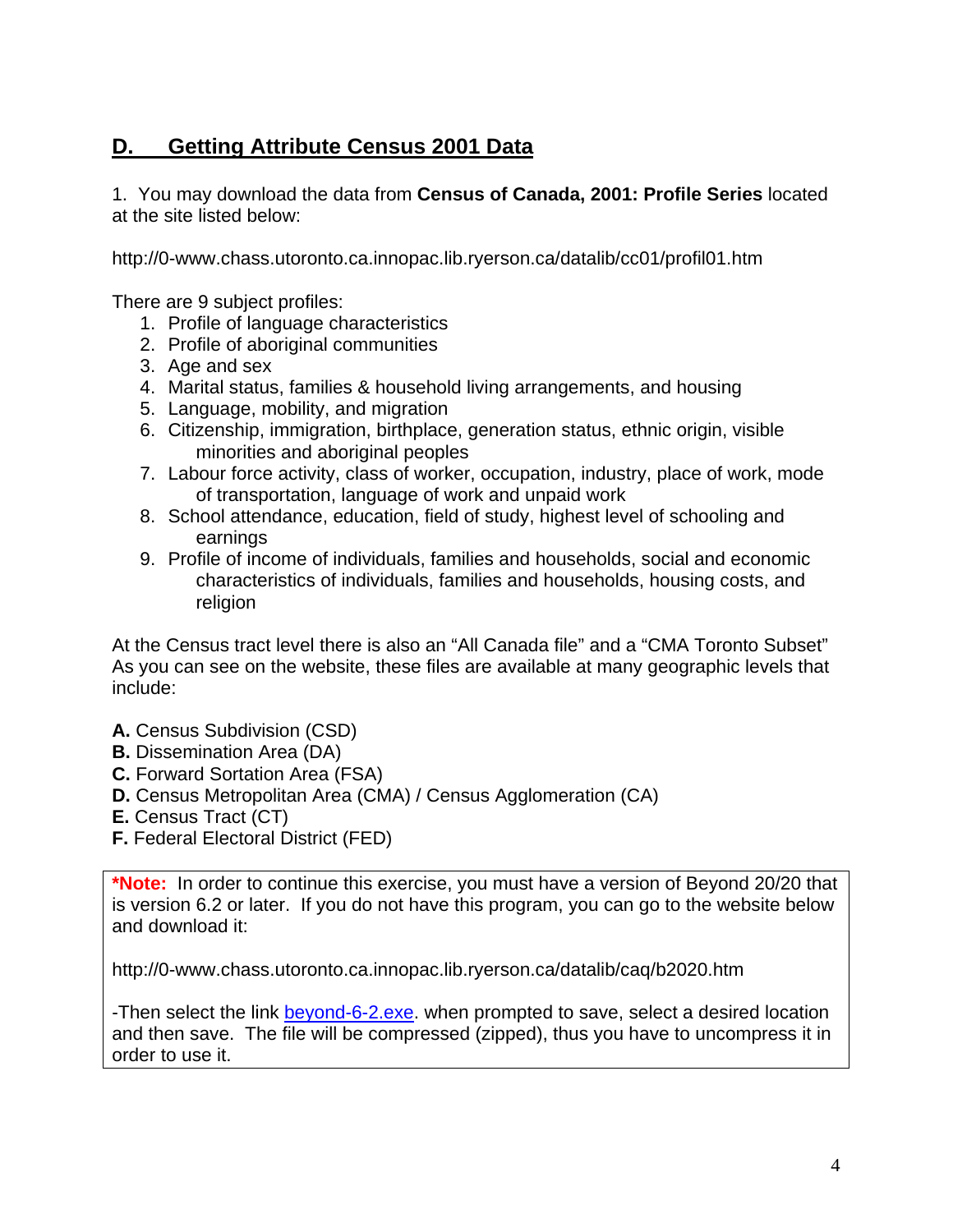## D. Getting Attribute Census 2001 Data

1. You may download the data from **Census of Canada, 2001: Profile Series** located at the site listed below:

http://0-www.chass.utoronto.ca.innopac.lib.ryerson.ca/datalib/cc01/profil01.htm

There are 9 subject profiles:

1. Profile of language characteristics
2. Profile of aboriginal communities
3. Age and sex
4. Marital status, families & household living arrangements, and housing
5. Language, mobility, and migration
6. Citizenship, immigration, birthplace, generation status, ethnic origin, visible minorities and aboriginal peoples
7. Labour force activity, class of worker, occupation, industry, place of work, mode of transportation, language of work and unpaid work
8. School attendance, education, field of study, highest level of schooling and earnings
9. Profile of income of individuals, families and households, social and economic characteristics of individuals, families and households, housing costs, and religion

At the Census tract level there is also an "All Canada file" and a "CMA Toronto Subset" As you can see on the website, these files are available at many geographic levels that include:

**A.** Census Subdivision (CSD)
**B.** Dissemination Area (DA)
**C.** Forward Sortation Area (FSA)
**D.** Census Metropolitan Area (CMA) / Census Agglomeration (CA)
**E.** Census Tract (CT)
**F.** Federal Electoral District (FED)

> ***Note:** In order to continue this exercise, you must have a version of Beyond 20/20 that is version 6.2 or later. If you do not have this program, you can go to the website below and download it:
>
> http://0-www.chass.utoronto.ca.innopac.lib.ryerson.ca/datalib/caq/b2020.htm
>
> -Then select the link beyond-6-2.exe. when prompted to save, select a desired location and then save. The file will be compressed (zipped), thus you have to uncompress it in order to use it.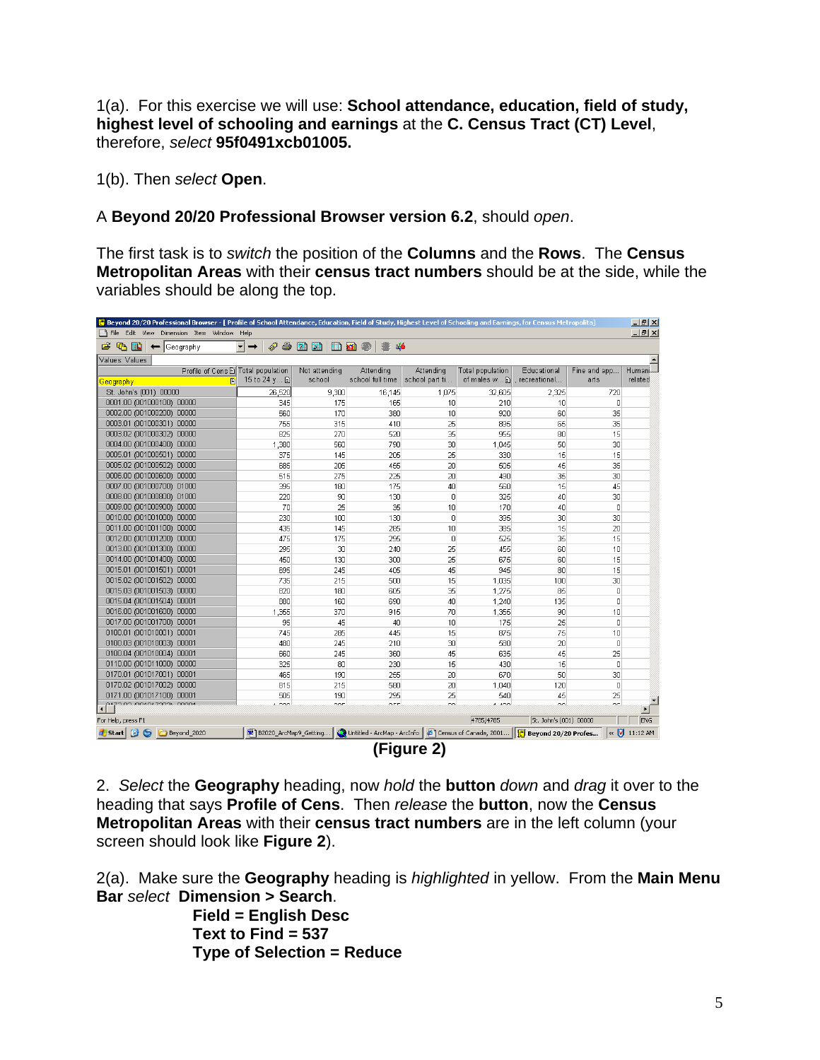1(a). For this exercise we will use: **School attendance, education, field of study, highest level of schooling and earnings** at the **C. Census Tract (CT) Level**, therefore, *select* **95f0491xcb01005.**

1(b). Then *select* **Open**.

A **Beyond 20/20 Professional Browser version 6.2**, should *open*.

The first task is to *switch* the position of the **Columns** and the **Rows**. The **Census Metropolitan Areas** with their **census tract numbers** should be at the side, while the variables should be along the top.

(Figure 2)

2. *Select* the **Geography** heading, now *hold* the **button** *down* and *drag* it over to the heading that says **Profile of Cens**. Then *release* the **button**, now the **Census Metropolitan Areas** with their **census tract numbers** are in the left column (your screen should look like **Figure 2**).

2(a). Make sure the **Geography** heading is *highlighted* in yellow. From the **Main Menu Bar** *select* **Dimension > Search**.

**Field = English Desc**
**Text to Find = 537**
**Type of Selection = Reduce**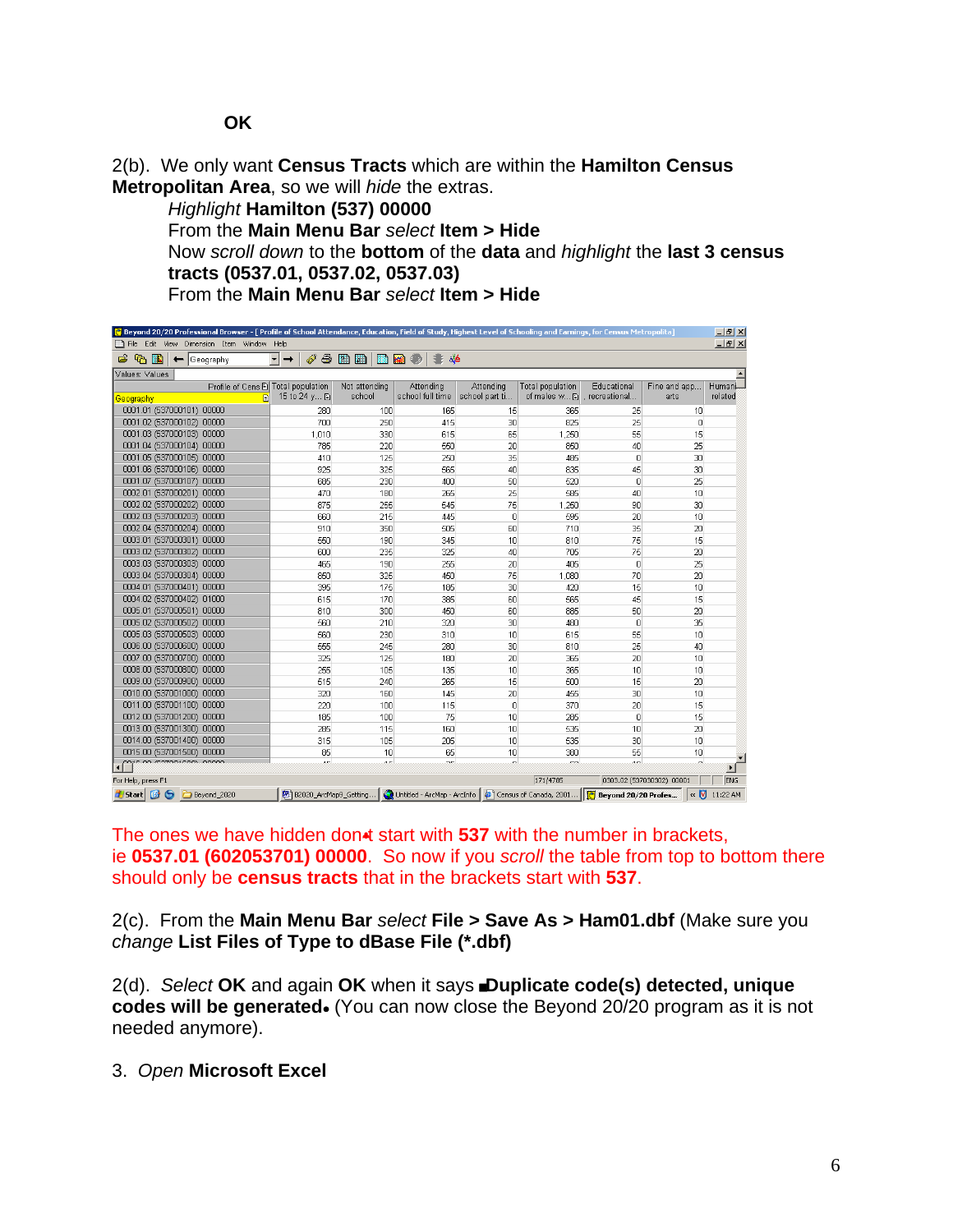**OK**

2(b). We only want **Census Tracts** which are within the **Hamilton Census Metropolitan Area**, so we will *hide* the extras.

*Highlight* **Hamilton (537) 00000**

From the **Main Menu Bar** *select* **Item > Hide**

Now *scroll down* to the **bottom** of the **data** and *highlight* the **last 3 census tracts (0537.01, 0537.02, 0537.03)**

From the **Main Menu Bar** *select* **Item > Hide**

The ones we have hidden don't start with **537** with the number in brackets, ie **0537.01 (602053701) 00000**. So now if you *scroll* the table from top to bottom there should only be **census tracts** that in the brackets start with **537**.

2(c). From the **Main Menu Bar** *select* **File > Save As > Ham01.dbf** (Make sure you *change* **List Files of Type to dBase File (\*.dbf)**

2(d). *Select* **OK** and again **OK** when it says "**Duplicate code(s) detected, unique codes will be generated**". (You can now close the Beyond 20/20 program as it is not needed anymore).

3. *Open* **Microsoft Excel**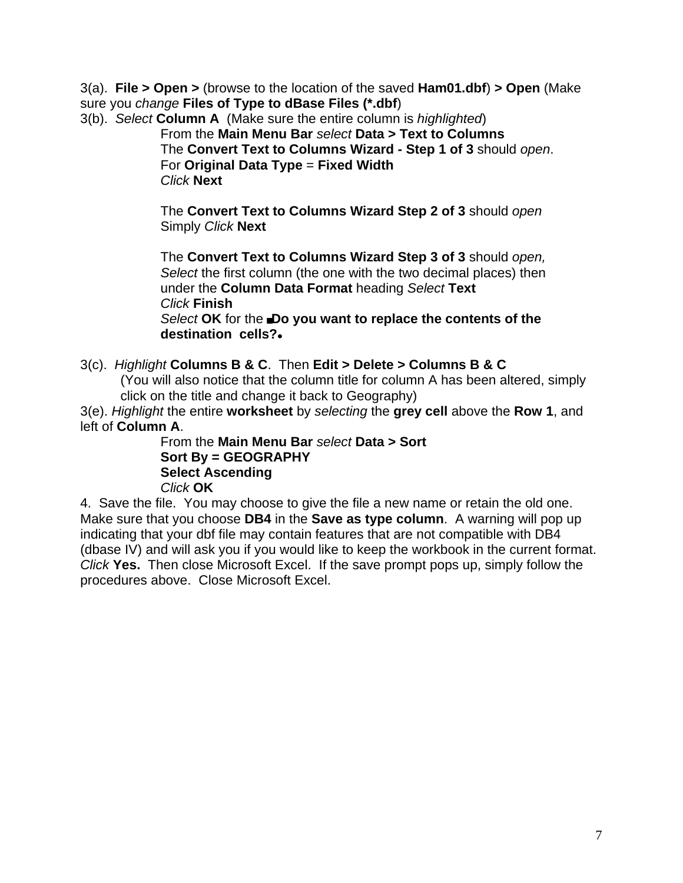3(a). **File > Open >** (browse to the location of the saved **Ham01.dbf**) **> Open** (Make sure you *change* **Files of Type to dBase Files (*.dbf**)

3(b). *Select* **Column A** (Make sure the entire column is *highlighted*)

From the **Main Menu Bar** *select* **Data > Text to Columns**
The **Convert Text to Columns Wizard - Step 1 of 3** should *open*.
For **Original Data Type** = **Fixed Width**
*Click* **Next**

The **Convert Text to Columns Wizard Step 2 of 3** should *open*
Simply *Click* **Next**

The **Convert Text to Columns Wizard Step 3 of 3** should *open,*
*Select* the first column (the one with the two decimal places) then under the **Column Data Format** heading *Select* **Text**
*Click* **Finish**
*Select* **OK** for the **"Do you want to replace the contents of the destination cells?"**

3(c). *Highlight* **Columns B & C**. Then **Edit > Delete > Columns B & C**
(You will also notice that the column title for column A has been altered, simply click on the title and change it back to Geography)

3(e). *Highlight* the entire **worksheet** by *selecting* the **grey cell** above the **Row 1**, and left of **Column A**.

From the **Main Menu Bar** *select* **Data > Sort**
**Sort By = GEOGRAPHY**
**Select Ascending**
*Click* **OK**

4. Save the file. You may choose to give the file a new name or retain the old one. Make sure that you choose **DB4** in the **Save as type column**. A warning will pop up indicating that your dbf file may contain features that are not compatible with DB4 (dbase IV) and will ask you if you would like to keep the workbook in the current format. *Click* **Yes.** Then close Microsoft Excel. If the save prompt pops up, simply follow the procedures above. Close Microsoft Excel.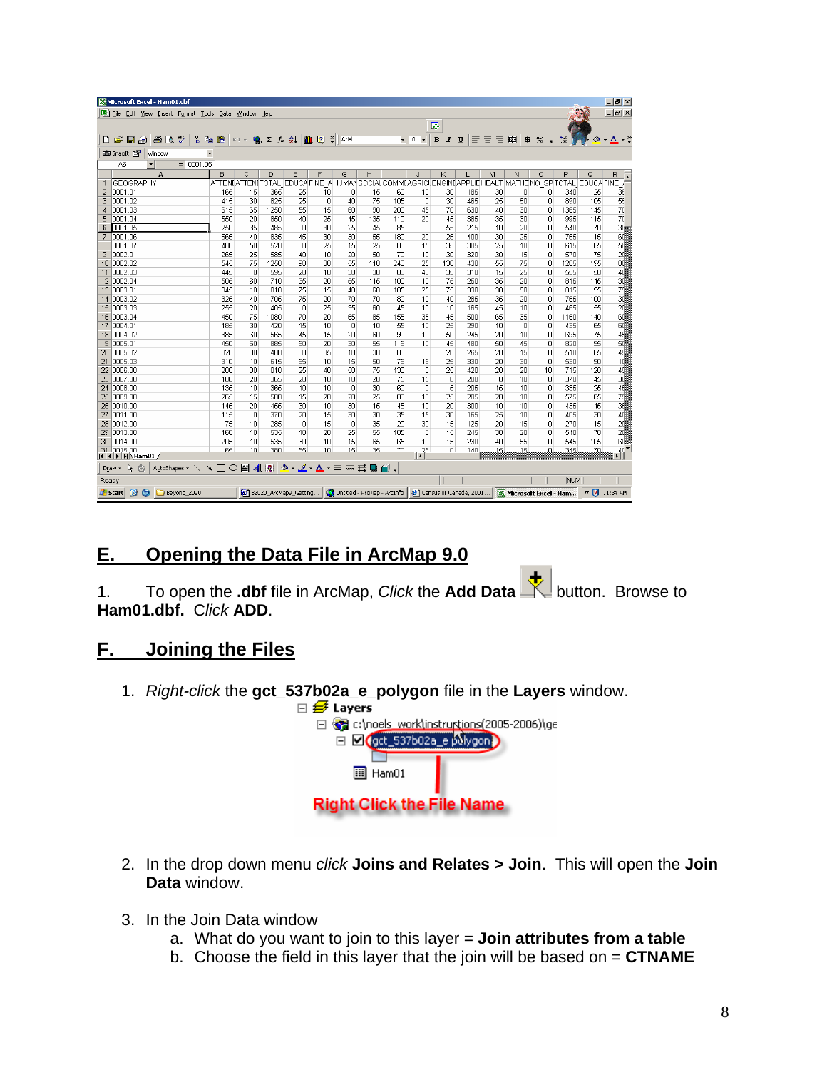## E. Opening the Data File in ArcMap 9.0

1. To open the **.dbf** file in ArcMap, *Click* the **Add Data** button. Browse to **Ham01.dbf.** *Click* **ADD**.

## F. Joining the Files

1. *Right-click* the **gct_537b02a_e_polygon** file in the **Layers** window.

2. In the drop down menu *click* **Joins and Relates > Join**. This will open the **Join Data** window.

3. In the Join Data window
   a. What do you want to join to this layer = **Join attributes from a table**
   b. Choose the field in this layer that the join will be based on = **CTNAME**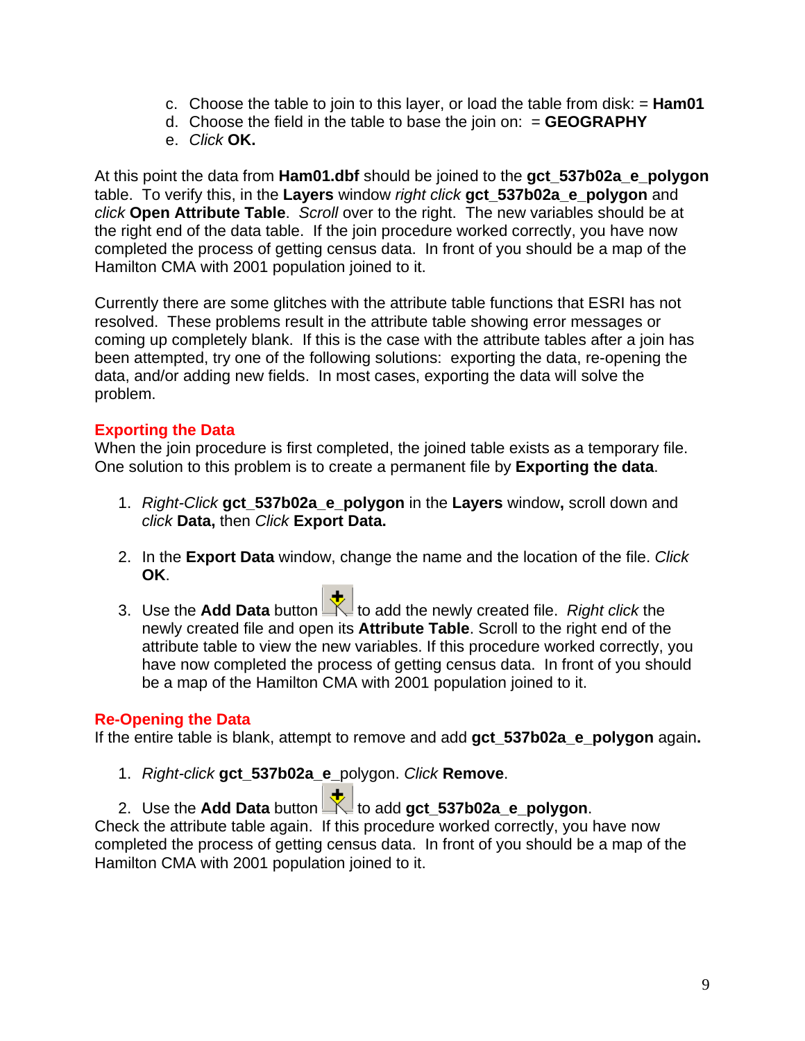c. Choose the table to join to this layer, or load the table from disk: = **Ham01**
d. Choose the field in the table to base the join on: = **GEOGRAPHY**
e. *Click* **OK.**

At this point the data from **Ham01.dbf** should be joined to the **gct_537b02a_e_polygon** table. To verify this, in the **Layers** window *right click* **gct_537b02a_e_polygon** and *click* **Open Attribute Table**. *Scroll* over to the right. The new variables should be at the right end of the data table. If the join procedure worked correctly, you have now completed the process of getting census data. In front of you should be a map of the Hamilton CMA with 2001 population joined to it.

Currently there are some glitches with the attribute table functions that ESRI has not resolved. These problems result in the attribute table showing error messages or coming up completely blank. If this is the case with the attribute tables after a join has been attempted, try one of the following solutions: exporting the data, re-opening the data, and/or adding new fields. In most cases, exporting the data will solve the problem.

## Exporting the Data

When the join procedure is first completed, the joined table exists as a temporary file. One solution to this problem is to create a permanent file by **Exporting the data**.

1. *Right-Click* **gct_537b02a_e_polygon** in the **Layers** window**,** scroll down and *click* **Data,** then *Click* **Export Data.**

2. In the **Export Data** window, change the name and the location of the file. *Click* **OK**.

3. Use the **Add Data** button to add the newly created file. *Right click* the newly created file and open its **Attribute Table**. Scroll to the right end of the attribute table to view the new variables. If this procedure worked correctly, you have now completed the process of getting census data. In front of you should be a map of the Hamilton CMA with 2001 population joined to it.

## Re-Opening the Data

If the entire table is blank, attempt to remove and add **gct_537b02a_e_polygon** again**.**

1. *Right-click* **gct_537b02a_e**_polygon. *Click* **Remove**.

2. Use the **Add Data** button to add **gct_537b02a_e_polygon**.

Check the attribute table again. If this procedure worked correctly, you have now completed the process of getting census data. In front of you should be a map of the Hamilton CMA with 2001 population joined to it.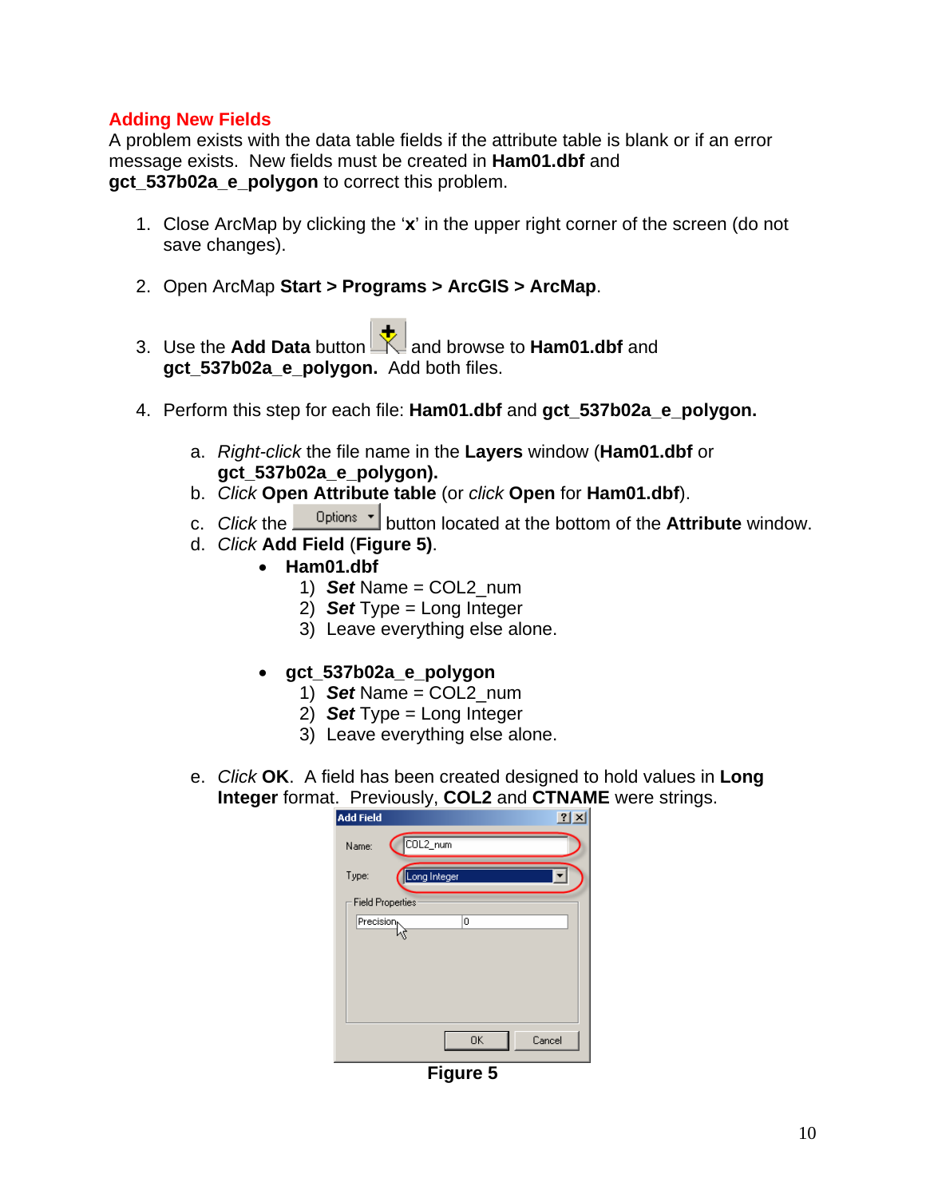## Adding New Fields

A problem exists with the data table fields if the attribute table is blank or if an error message exists. New fields must be created in **Ham01.dbf** and **gct_537b02a_e_polygon** to correct this problem.

1. Close ArcMap by clicking the '**x**' in the upper right corner of the screen (do not save changes).

2. Open ArcMap **Start > Programs > ArcGIS > ArcMap**.

3. Use the **Add Data** button and browse to **Ham01.dbf** and **gct_537b02a_e_polygon.** Add both files.

4. Perform this step for each file: **Ham01.dbf** and **gct_537b02a_e_polygon.**

   a. *Right-click* the file name in the **Layers** window (**Ham01.dbf** or **gct_537b02a_e_polygon).**
   b. *Click* **Open Attribute table** (or *click* **Open** for **Ham01.dbf**).
   c. *Click* the Options button located at the bottom of the **Attribute** window.
   d. *Click* **Add Field** (**Figure 5)**.
      - **Ham01.dbf**
        1) ***Set*** Name = COL2_num
        2) ***Set*** Type = Long Integer
        3) Leave everything else alone.

      - **gct_537b02a_e_polygon**
        1) ***Set*** Name = COL2_num
        2) ***Set*** Type = Long Integer
        3) Leave everything else alone.

   e. *Click* **OK**. A field has been created designed to hold values in **Long Integer** format. Previously, **COL2** and **CTNAME** were strings.

**Figure 5**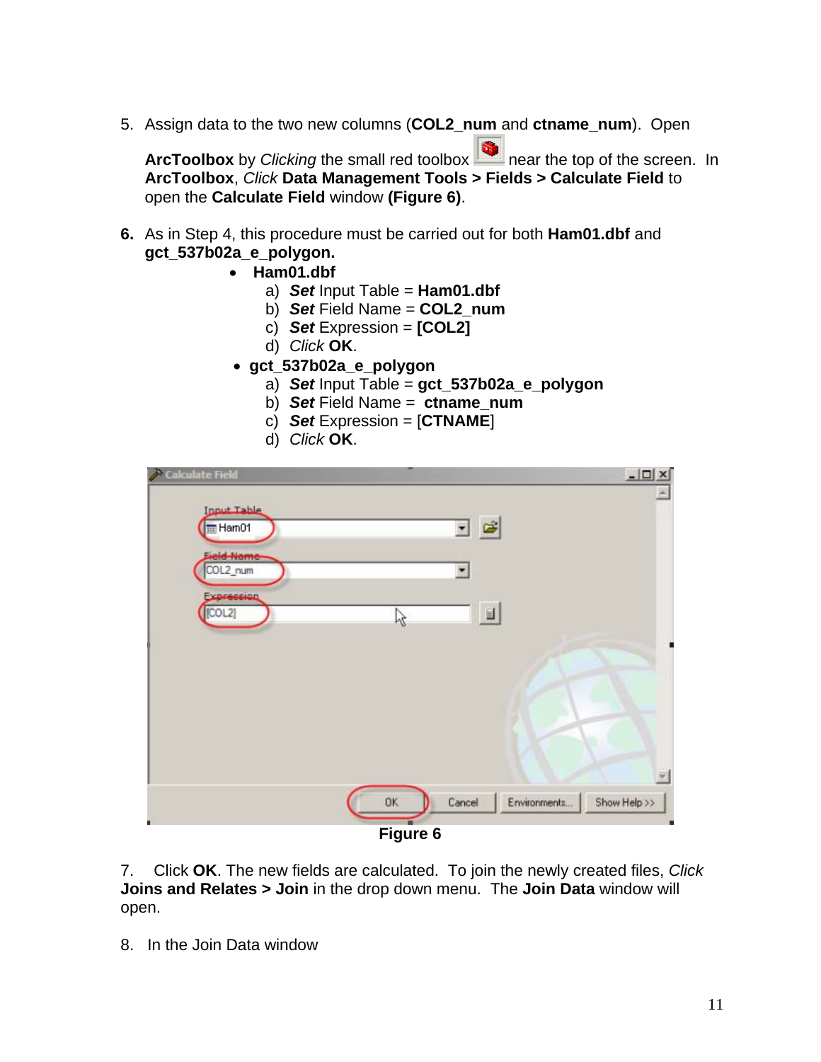5. Assign data to the two new columns (**COL2_num** and **ctname_num**). Open **ArcToolbox** by *Clicking* the small red toolbox near the top of the screen. In **ArcToolbox**, *Click* **Data Management Tools > Fields > Calculate Field** to open the **Calculate Field** window **(Figure 6)**.

6. As in Step 4, this procedure must be carried out for both **Ham01.dbf** and **gct_537b02a_e_polygon.**
   - **Ham01.dbf**
     a) ***Set*** Input Table = **Ham01.dbf**
     b) ***Set*** Field Name = **COL2_num**
     c) ***Set*** Expression = **[COL2]**
     d) *Click* **OK**.
   - **gct_537b02a_e_polygon**
     a) ***Set*** Input Table = **gct_537b02a_e_polygon**
     b) ***Set*** Field Name = **ctname_num**
     c) ***Set*** Expression = [**CTNAME**]
     d) *Click* **OK**.

**Figure 6**

7. Click **OK**. The new fields are calculated. To join the newly created files, *Click* **Joins and Relates > Join** in the drop down menu. The **Join Data** window will open.

8. In the Join Data window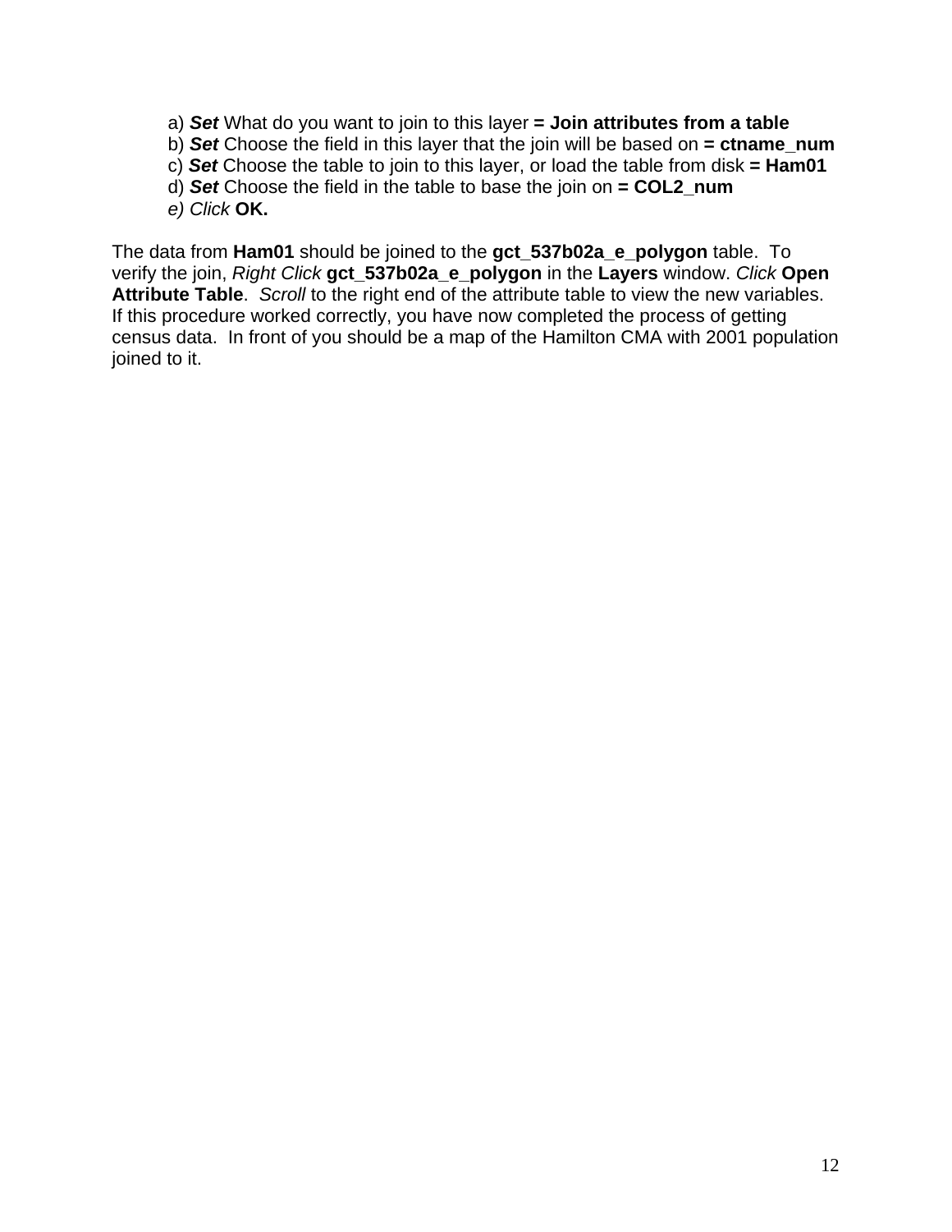a) ***Set*** What do you want to join to this layer **= Join attributes from a table**
b) ***Set*** Choose the field in this layer that the join will be based on **= ctname_num**
c) ***Set*** Choose the table to join to this layer, or load the table from disk **= Ham01**
d) ***Set*** Choose the field in the table to base the join on **= COL2_num**
*e) Click* **OK.**

The data from **Ham01** should be joined to the **gct_537b02a_e_polygon** table. To verify the join, *Right Click* **gct_537b02a_e_polygon** in the **Layers** window. *Click* **Open Attribute Table**. *Scroll* to the right end of the attribute table to view the new variables. If this procedure worked correctly, you have now completed the process of getting census data. In front of you should be a map of the Hamilton CMA with 2001 population joined to it.